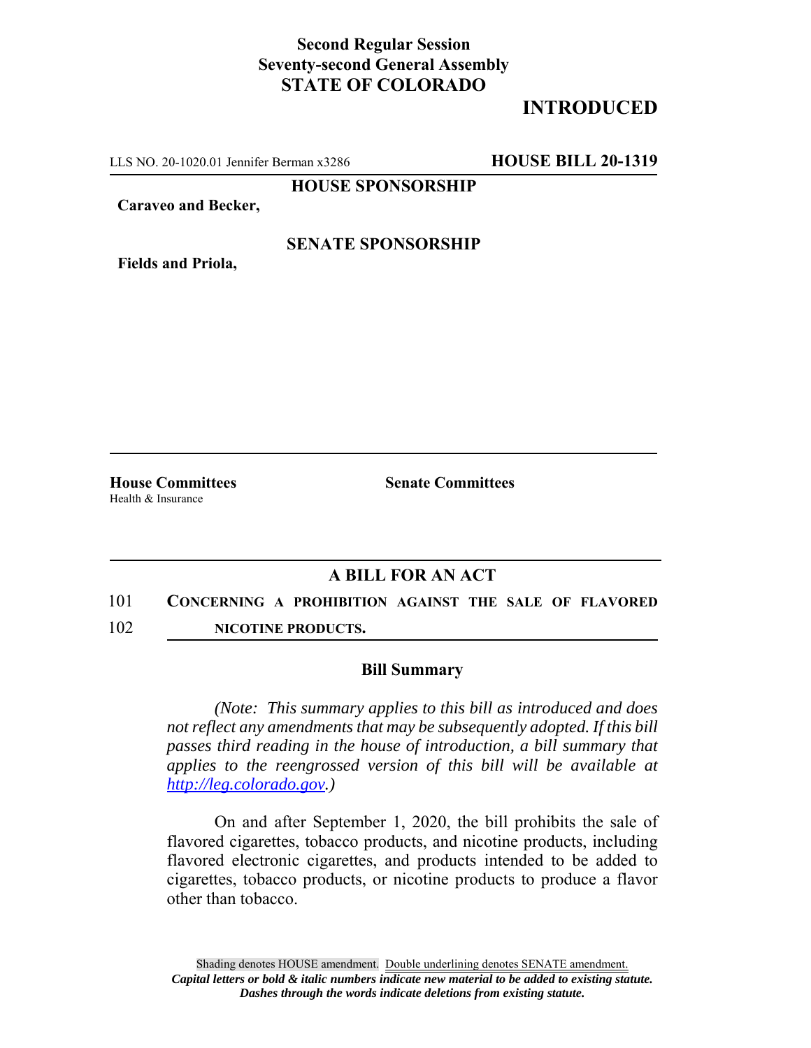**Second Regular Session**
**Seventy-second General Assembly**
**STATE OF COLORADO**

# INTRODUCED

LLS NO. 20-1020.01 Jennifer Berman x3286 **HOUSE BILL 20-1319**

**HOUSE SPONSORSHIP**

**Caraveo and Becker,**

**SENATE SPONSORSHIP**

**Fields and Priola,**

**House Committees**
Health & Insurance

**Senate Committees**

## A BILL FOR AN ACT

101 **CONCERNING A PROHIBITION AGAINST THE SALE OF FLAVORED**
102 **NICOTINE PRODUCTS.**

### Bill Summary

*(Note: This summary applies to this bill as introduced and does not reflect any amendments that may be subsequently adopted. If this bill passes third reading in the house of introduction, a bill summary that applies to the reengrossed version of this bill will be available at http://leg.colorado.gov.)*

On and after September 1, 2020, the bill prohibits the sale of flavored cigarettes, tobacco products, and nicotine products, including flavored electronic cigarettes, and products intended to be added to cigarettes, tobacco products, or nicotine products to produce a flavor other than tobacco.

Shading denotes HOUSE amendment. Double underlining denotes SENATE amendment.
***Capital letters or bold & italic numbers indicate new material to be added to existing statute.***
***Dashes through the words indicate deletions from existing statute.***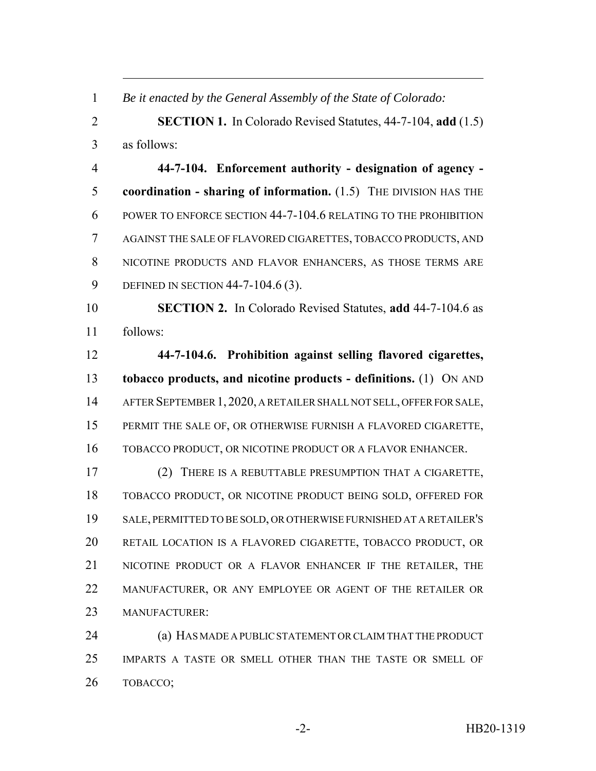*Be it enacted by the General Assembly of the State of Colorado:*

**SECTION 1.** In Colorado Revised Statutes, 44-7-104, **add** (1.5) as follows:

**44-7-104. Enforcement authority - designation of agency - coordination - sharing of information.** (1.5) THE DIVISION HAS THE POWER TO ENFORCE SECTION 44-7-104.6 RELATING TO THE PROHIBITION AGAINST THE SALE OF FLAVORED CIGARETTES, TOBACCO PRODUCTS, AND NICOTINE PRODUCTS AND FLAVOR ENHANCERS, AS THOSE TERMS ARE DEFINED IN SECTION 44-7-104.6 (3).

**SECTION 2.** In Colorado Revised Statutes, **add** 44-7-104.6 as follows:

**44-7-104.6. Prohibition against selling flavored cigarettes, tobacco products, and nicotine products - definitions.** (1) ON AND AFTER SEPTEMBER 1, 2020, A RETAILER SHALL NOT SELL, OFFER FOR SALE, PERMIT THE SALE OF, OR OTHERWISE FURNISH A FLAVORED CIGARETTE, TOBACCO PRODUCT, OR NICOTINE PRODUCT OR A FLAVOR ENHANCER.

(2) THERE IS A REBUTTABLE PRESUMPTION THAT A CIGARETTE, TOBACCO PRODUCT, OR NICOTINE PRODUCT BEING SOLD, OFFERED FOR SALE, PERMITTED TO BE SOLD, OR OTHERWISE FURNISHED AT A RETAILER'S RETAIL LOCATION IS A FLAVORED CIGARETTE, TOBACCO PRODUCT, OR NICOTINE PRODUCT OR A FLAVOR ENHANCER IF THE RETAILER, THE MANUFACTURER, OR ANY EMPLOYEE OR AGENT OF THE RETAILER OR MANUFACTURER:

(a) HAS MADE A PUBLIC STATEMENT OR CLAIM THAT THE PRODUCT IMPARTS A TASTE OR SMELL OTHER THAN THE TASTE OR SMELL OF TOBACCO;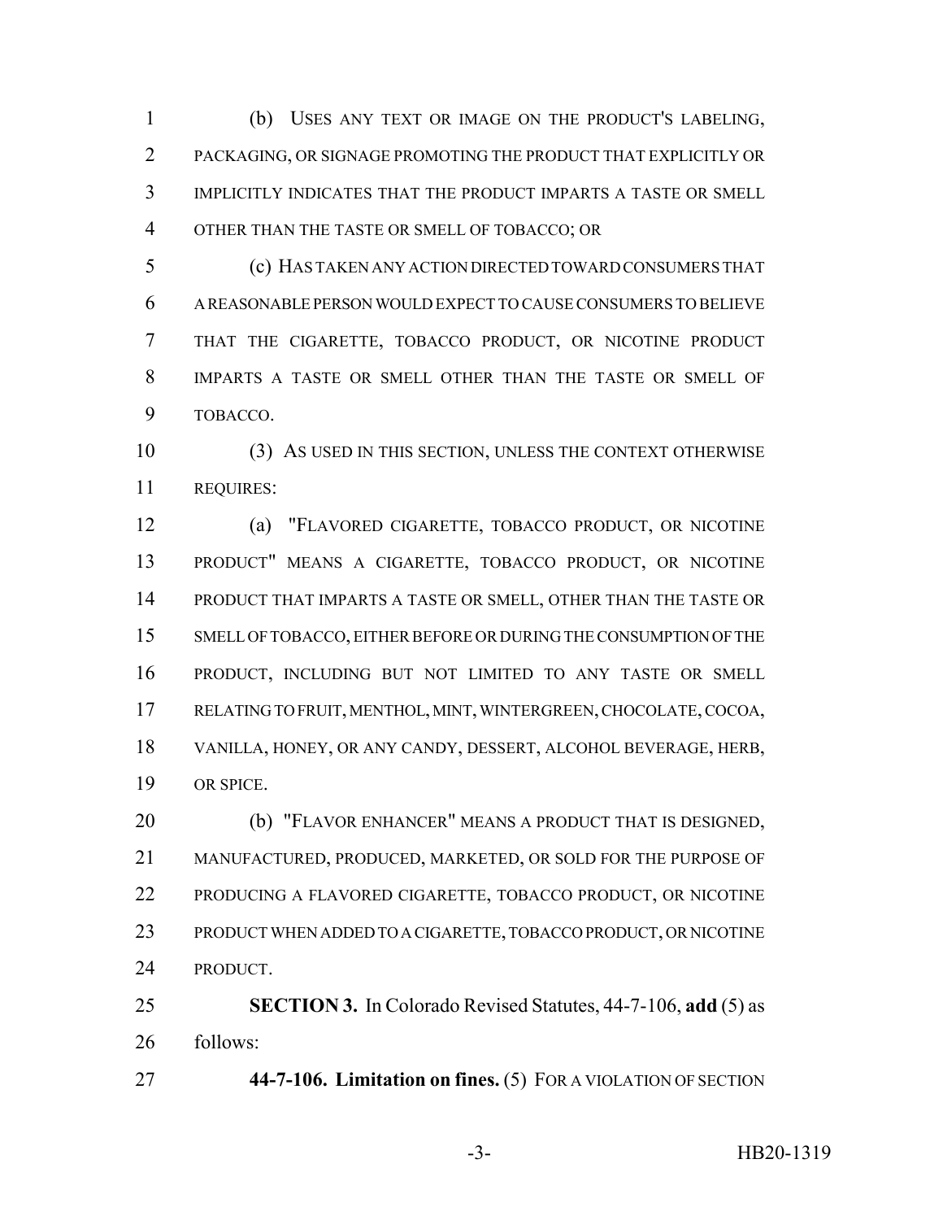(b) USES ANY TEXT OR IMAGE ON THE PRODUCT'S LABELING, PACKAGING, OR SIGNAGE PROMOTING THE PRODUCT THAT EXPLICITLY OR IMPLICITLY INDICATES THAT THE PRODUCT IMPARTS A TASTE OR SMELL OTHER THAN THE TASTE OR SMELL OF TOBACCO; OR

(c) HAS TAKEN ANY ACTION DIRECTED TOWARD CONSUMERS THAT A REASONABLE PERSON WOULD EXPECT TO CAUSE CONSUMERS TO BELIEVE THAT THE CIGARETTE, TOBACCO PRODUCT, OR NICOTINE PRODUCT IMPARTS A TASTE OR SMELL OTHER THAN THE TASTE OR SMELL OF TOBACCO.

(3) AS USED IN THIS SECTION, UNLESS THE CONTEXT OTHERWISE REQUIRES:

(a) "FLAVORED CIGARETTE, TOBACCO PRODUCT, OR NICOTINE PRODUCT" MEANS A CIGARETTE, TOBACCO PRODUCT, OR NICOTINE PRODUCT THAT IMPARTS A TASTE OR SMELL, OTHER THAN THE TASTE OR SMELL OF TOBACCO, EITHER BEFORE OR DURING THE CONSUMPTION OF THE PRODUCT, INCLUDING BUT NOT LIMITED TO ANY TASTE OR SMELL RELATING TO FRUIT, MENTHOL, MINT, WINTERGREEN, CHOCOLATE, COCOA, VANILLA, HONEY, OR ANY CANDY, DESSERT, ALCOHOL BEVERAGE, HERB, OR SPICE.

(b) "FLAVOR ENHANCER" MEANS A PRODUCT THAT IS DESIGNED, MANUFACTURED, PRODUCED, MARKETED, OR SOLD FOR THE PURPOSE OF PRODUCING A FLAVORED CIGARETTE, TOBACCO PRODUCT, OR NICOTINE PRODUCT WHEN ADDED TO A CIGARETTE, TOBACCO PRODUCT, OR NICOTINE PRODUCT.

**SECTION 3.** In Colorado Revised Statutes, 44-7-106, **add** (5) as follows:

**44-7-106. Limitation on fines.** (5) FOR A VIOLATION OF SECTION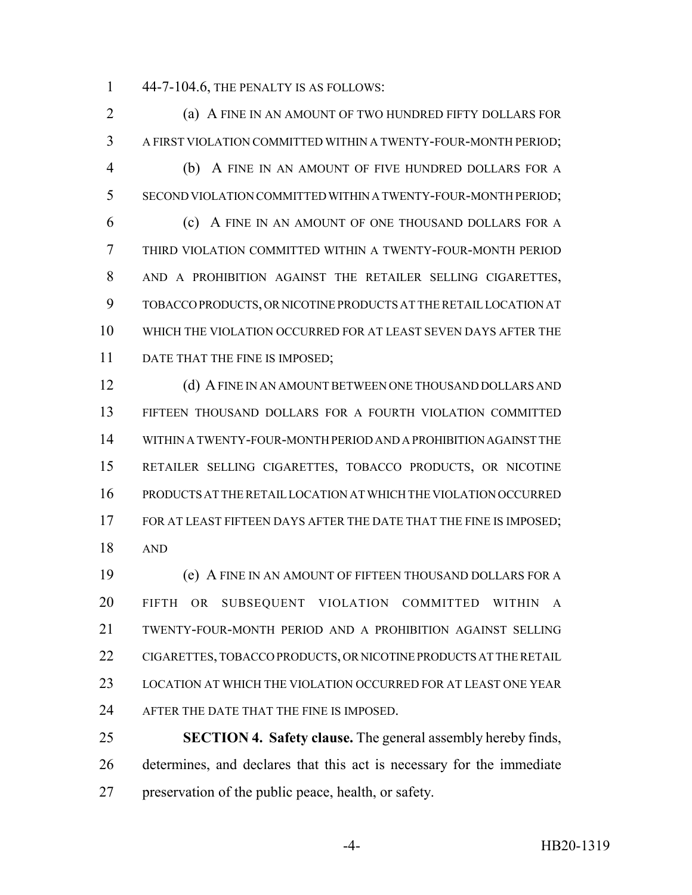44-7-104.6, THE PENALTY IS AS FOLLOWS:

(a) A FINE IN AN AMOUNT OF TWO HUNDRED FIFTY DOLLARS FOR A FIRST VIOLATION COMMITTED WITHIN A TWENTY-FOUR-MONTH PERIOD;

(b) A FINE IN AN AMOUNT OF FIVE HUNDRED DOLLARS FOR A SECOND VIOLATION COMMITTED WITHIN A TWENTY-FOUR-MONTH PERIOD;

(c) A FINE IN AN AMOUNT OF ONE THOUSAND DOLLARS FOR A THIRD VIOLATION COMMITTED WITHIN A TWENTY-FOUR-MONTH PERIOD AND A PROHIBITION AGAINST THE RETAILER SELLING CIGARETTES, TOBACCO PRODUCTS, OR NICOTINE PRODUCTS AT THE RETAIL LOCATION AT WHICH THE VIOLATION OCCURRED FOR AT LEAST SEVEN DAYS AFTER THE DATE THAT THE FINE IS IMPOSED;

(d) A FINE IN AN AMOUNT BETWEEN ONE THOUSAND DOLLARS AND FIFTEEN THOUSAND DOLLARS FOR A FOURTH VIOLATION COMMITTED WITHIN A TWENTY-FOUR-MONTH PERIOD AND A PROHIBITION AGAINST THE RETAILER SELLING CIGARETTES, TOBACCO PRODUCTS, OR NICOTINE PRODUCTS AT THE RETAIL LOCATION AT WHICH THE VIOLATION OCCURRED FOR AT LEAST FIFTEEN DAYS AFTER THE DATE THAT THE FINE IS IMPOSED; AND

(e) A FINE IN AN AMOUNT OF FIFTEEN THOUSAND DOLLARS FOR A FIFTH OR SUBSEQUENT VIOLATION COMMITTED WITHIN A TWENTY-FOUR-MONTH PERIOD AND A PROHIBITION AGAINST SELLING CIGARETTES, TOBACCO PRODUCTS, OR NICOTINE PRODUCTS AT THE RETAIL LOCATION AT WHICH THE VIOLATION OCCURRED FOR AT LEAST ONE YEAR AFTER THE DATE THAT THE FINE IS IMPOSED.

**SECTION 4. Safety clause.** The general assembly hereby finds, determines, and declares that this act is necessary for the immediate preservation of the public peace, health, or safety.